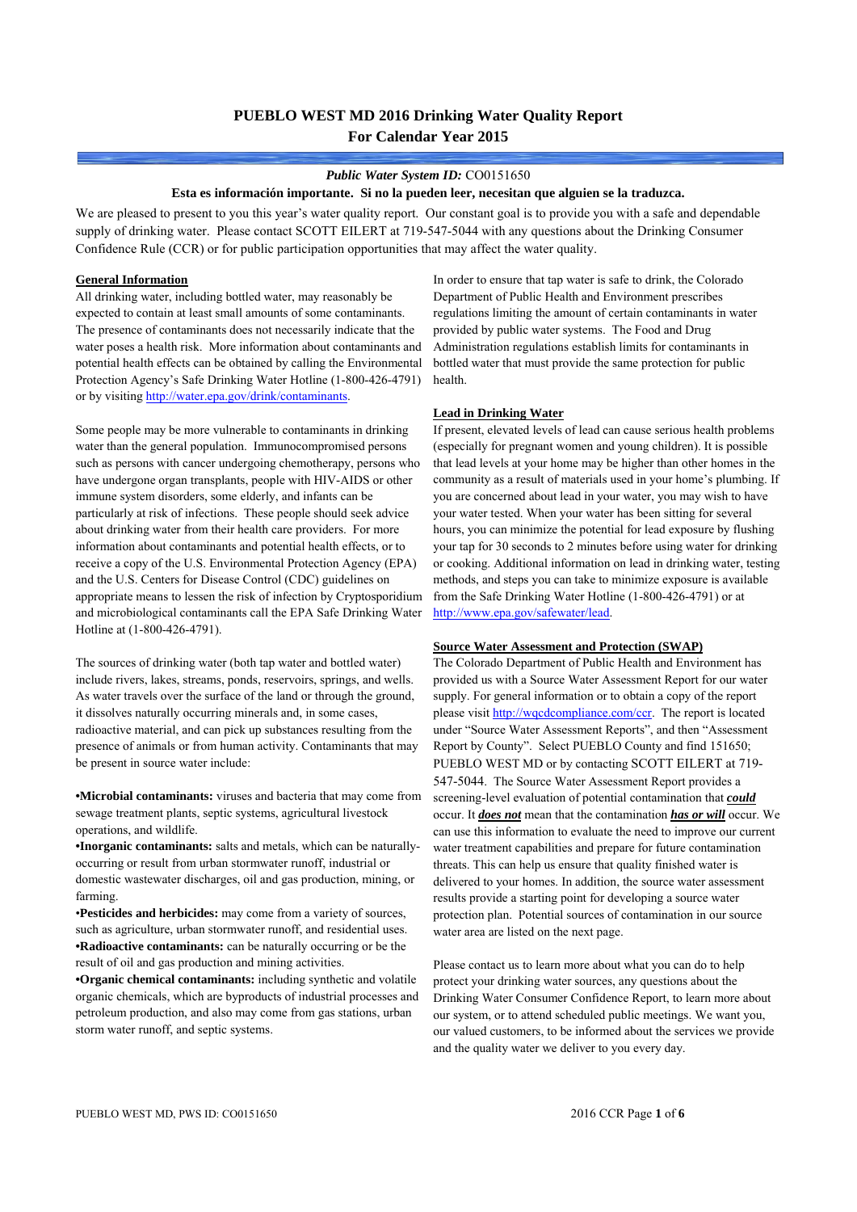# PUEBLO WEST MD 2016 Drinking Water Quality Report
## For Calendar Year 2015

***Public Water System ID:*** CO0151650

**Esta es información importante. Si no la pueden leer, necesitan que alguien se la traduzca.**

We are pleased to present to you this year's water quality report. Our constant goal is to provide you with a safe and dependable supply of drinking water. Please contact SCOTT EILERT at 719-547-5044 with any questions about the Drinking Consumer Confidence Rule (CCR) or for public participation opportunities that may affect the water quality.

### General Information

All drinking water, including bottled water, may reasonably be expected to contain at least small amounts of some contaminants. The presence of contaminants does not necessarily indicate that the water poses a health risk. More information about contaminants and potential health effects can be obtained by calling the Environmental Protection Agency's Safe Drinking Water Hotline (1-800-426-4791) or by visiting http://water.epa.gov/drink/contaminants.

Some people may be more vulnerable to contaminants in drinking water than the general population. Immunocompromised persons such as persons with cancer undergoing chemotherapy, persons who have undergone organ transplants, people with HIV-AIDS or other immune system disorders, some elderly, and infants can be particularly at risk of infections. These people should seek advice about drinking water from their health care providers. For more information about contaminants and potential health effects, or to receive a copy of the U.S. Environmental Protection Agency (EPA) and the U.S. Centers for Disease Control (CDC) guidelines on appropriate means to lessen the risk of infection by Cryptosporidium and microbiological contaminants call the EPA Safe Drinking Water Hotline at (1-800-426-4791).

The sources of drinking water (both tap water and bottled water) include rivers, lakes, streams, ponds, reservoirs, springs, and wells. As water travels over the surface of the land or through the ground, it dissolves naturally occurring minerals and, in some cases, radioactive material, and can pick up substances resulting from the presence of animals or from human activity. Contaminants that may be present in source water include:

- **Microbial contaminants:** viruses and bacteria that may come from sewage treatment plants, septic systems, agricultural livestock operations, and wildlife.
- **Inorganic contaminants:** salts and metals, which can be naturally-occurring or result from urban stormwater runoff, industrial or domestic wastewater discharges, oil and gas production, mining, or farming.
- **Pesticides and herbicides:** may come from a variety of sources, such as agriculture, urban stormwater runoff, and residential uses.
- **Radioactive contaminants:** can be naturally occurring or be the result of oil and gas production and mining activities.
- **Organic chemical contaminants:** including synthetic and volatile organic chemicals, which are byproducts of industrial processes and petroleum production, and also may come from gas stations, urban storm water runoff, and septic systems.

In order to ensure that tap water is safe to drink, the Colorado Department of Public Health and Environment prescribes regulations limiting the amount of certain contaminants in water provided by public water systems. The Food and Drug Administration regulations establish limits for contaminants in bottled water that must provide the same protection for public health.

### Lead in Drinking Water

If present, elevated levels of lead can cause serious health problems (especially for pregnant women and young children). It is possible that lead levels at your home may be higher than other homes in the community as a result of materials used in your home's plumbing. If you are concerned about lead in your water, you may wish to have your water tested. When your water has been sitting for several hours, you can minimize the potential for lead exposure by flushing your tap for 30 seconds to 2 minutes before using water for drinking or cooking. Additional information on lead in drinking water, testing methods, and steps you can take to minimize exposure is available from the Safe Drinking Water Hotline (1-800-426-4791) or at http://www.epa.gov/safewater/lead.

### Source Water Assessment and Protection (SWAP)

The Colorado Department of Public Health and Environment has provided us with a Source Water Assessment Report for our water supply. For general information or to obtain a copy of the report please visit http://wqcdcompliance.com/ccr. The report is located under "Source Water Assessment Reports", and then "Assessment Report by County". Select PUEBLO County and find 151650; PUEBLO WEST MD or by contacting SCOTT EILERT at 719-547-5044. The Source Water Assessment Report provides a screening-level evaluation of potential contamination that ***could*** occur. It ***does not*** mean that the contamination ***has or will*** occur. We can use this information to evaluate the need to improve our current water treatment capabilities and prepare for future contamination threats. This can help us ensure that quality finished water is delivered to your homes. In addition, the source water assessment results provide a starting point for developing a source water protection plan. Potential sources of contamination in our source water area are listed on the next page.

Please contact us to learn more about what you can do to help protect your drinking water sources, any questions about the Drinking Water Consumer Confidence Report, to learn more about our system, or to attend scheduled public meetings. We want you, our valued customers, to be informed about the services we provide and the quality water we deliver to you every day.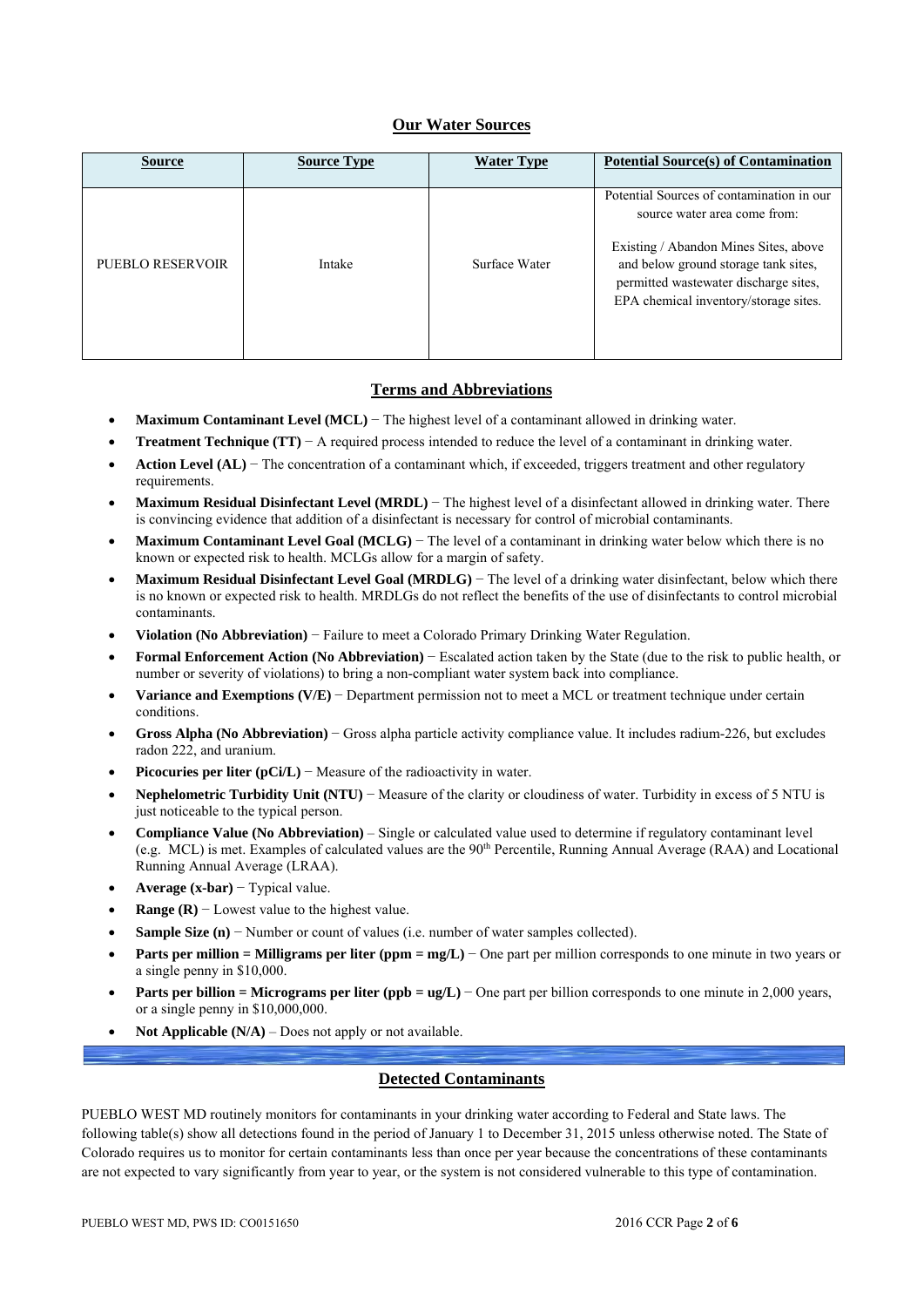## Our Water Sources

| Source | Source Type | Water Type | Potential Source(s) of Contamination |
|---|---|---|---|
| PUEBLO RESERVOIR | Intake | Surface Water | Potential Sources of contamination in our source water area come from: Existing / Abandon Mines Sites, above and below ground storage tank sites, permitted wastewater discharge sites, EPA chemical inventory/storage sites. |

## Terms and Abbreviations

- **Maximum Contaminant Level (MCL)** − The highest level of a contaminant allowed in drinking water.
- **Treatment Technique (TT)** − A required process intended to reduce the level of a contaminant in drinking water.
- **Action Level (AL)** − The concentration of a contaminant which, if exceeded, triggers treatment and other regulatory requirements.
- **Maximum Residual Disinfectant Level (MRDL)** − The highest level of a disinfectant allowed in drinking water. There is convincing evidence that addition of a disinfectant is necessary for control of microbial contaminants.
- **Maximum Contaminant Level Goal (MCLG)** − The level of a contaminant in drinking water below which there is no known or expected risk to health. MCLGs allow for a margin of safety.
- **Maximum Residual Disinfectant Level Goal (MRDLG)** − The level of a drinking water disinfectant, below which there is no known or expected risk to health. MRDLGs do not reflect the benefits of the use of disinfectants to control microbial contaminants.
- **Violation (No Abbreviation)** − Failure to meet a Colorado Primary Drinking Water Regulation.
- **Formal Enforcement Action (No Abbreviation)** − Escalated action taken by the State (due to the risk to public health, or number or severity of violations) to bring a non-compliant water system back into compliance.
- **Variance and Exemptions (V/E)** − Department permission not to meet a MCL or treatment technique under certain conditions.
- **Gross Alpha (No Abbreviation)** − Gross alpha particle activity compliance value. It includes radium-226, but excludes radon 222, and uranium.
- **Picocuries per liter (pCi/L)** − Measure of the radioactivity in water.
- **Nephelometric Turbidity Unit (NTU)** − Measure of the clarity or cloudiness of water. Turbidity in excess of 5 NTU is just noticeable to the typical person.
- **Compliance Value (No Abbreviation)** – Single or calculated value used to determine if regulatory contaminant level (e.g. MCL) is met. Examples of calculated values are the 90th Percentile, Running Annual Average (RAA) and Locational Running Annual Average (LRAA).
- **Average (x-bar)** − Typical value.
- **Range (R)** − Lowest value to the highest value.
- **Sample Size (n)** − Number or count of values (i.e. number of water samples collected).
- **Parts per million = Milligrams per liter (ppm = mg/L)** − One part per million corresponds to one minute in two years or a single penny in $10,000.
- **Parts per billion = Micrograms per liter (ppb = ug/L)** − One part per billion corresponds to one minute in 2,000 years, or a single penny in $10,000,000.
- **Not Applicable (N/A)** – Does not apply or not available.

## Detected Contaminants

PUEBLO WEST MD routinely monitors for contaminants in your drinking water according to Federal and State laws. The following table(s) show all detections found in the period of January 1 to December 31, 2015 unless otherwise noted. The State of Colorado requires us to monitor for certain contaminants less than once per year because the concentrations of these contaminants are not expected to vary significantly from year to year, or the system is not considered vulnerable to this type of contamination.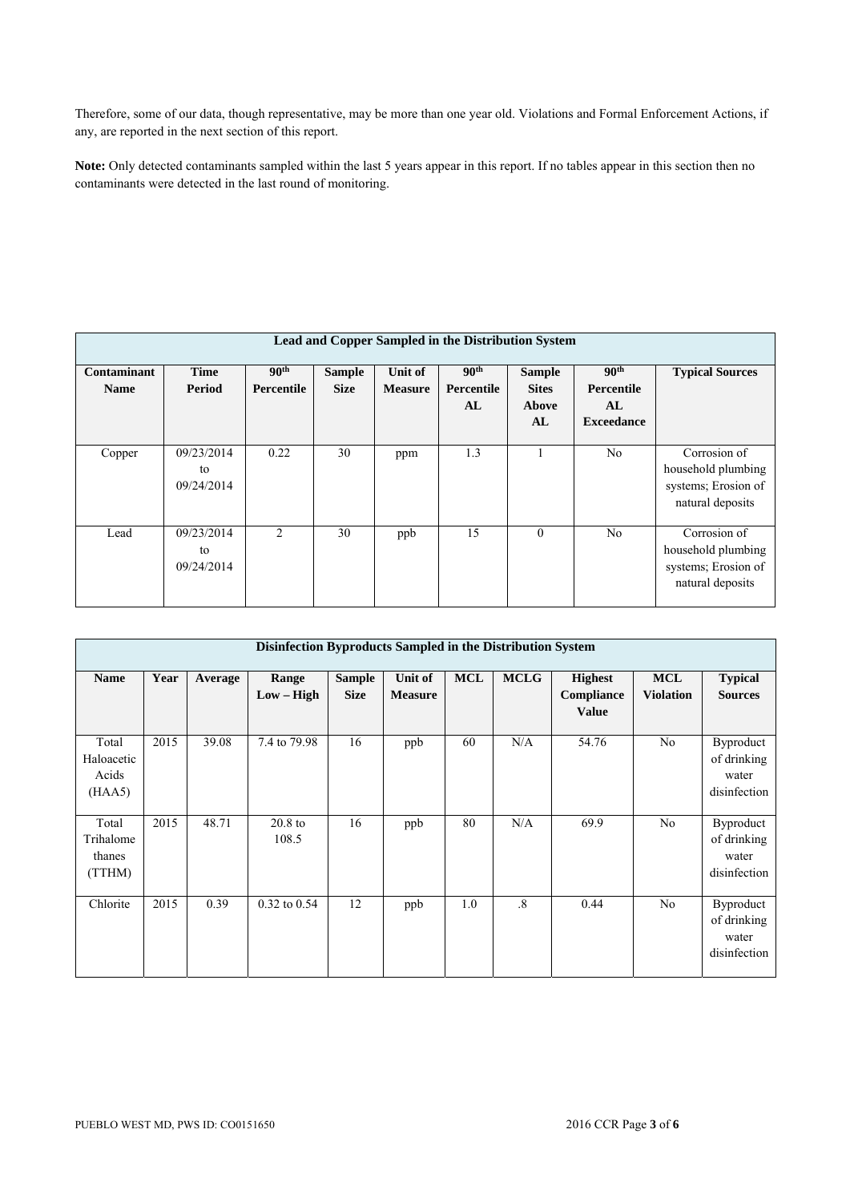Therefore, some of our data, though representative, may be more than one year old. Violations and Formal Enforcement Actions, if any, are reported in the next section of this report.

**Note:** Only detected contaminants sampled within the last 5 years appear in this report. If no tables appear in this section then no contaminants were detected in the last round of monitoring.

**Lead and Copper Sampled in the Distribution System**

| Contaminant Name | Time Period | 90th Percentile | Sample Size | Unit of Measure | 90th Percentile AL | Sample Sites Above AL | 90th Percentile AL Exceedance | Typical Sources |
|---|---|---|---|---|---|---|---|---|
| Copper | 09/23/2014 to 09/24/2014 | 0.22 | 30 | ppm | 1.3 | 1 | No | Corrosion of household plumbing systems; Erosion of natural deposits |
| Lead | 09/23/2014 to 09/24/2014 | 2 | 30 | ppb | 15 | 0 | No | Corrosion of household plumbing systems; Erosion of natural deposits |

**Disinfection Byproducts Sampled in the Distribution System**

| Name | Year | Average | Range Low – High | Sample Size | Unit of Measure | MCL | MCLG | Highest Compliance Value | MCL Violation | Typical Sources |
|---|---|---|---|---|---|---|---|---|---|---|
| Total Haloacetic Acids (HAA5) | 2015 | 39.08 | 7.4 to 79.98 | 16 | ppb | 60 | N/A | 54.76 | No | Byproduct of drinking water disinfection |
| Total Trihalomethanes (TTHM) | 2015 | 48.71 | 20.8 to 108.5 | 16 | ppb | 80 | N/A | 69.9 | No | Byproduct of drinking water disinfection |
| Chlorite | 2015 | 0.39 | 0.32 to 0.54 | 12 | ppb | 1.0 | .8 | 0.44 | No | Byproduct of drinking water disinfection |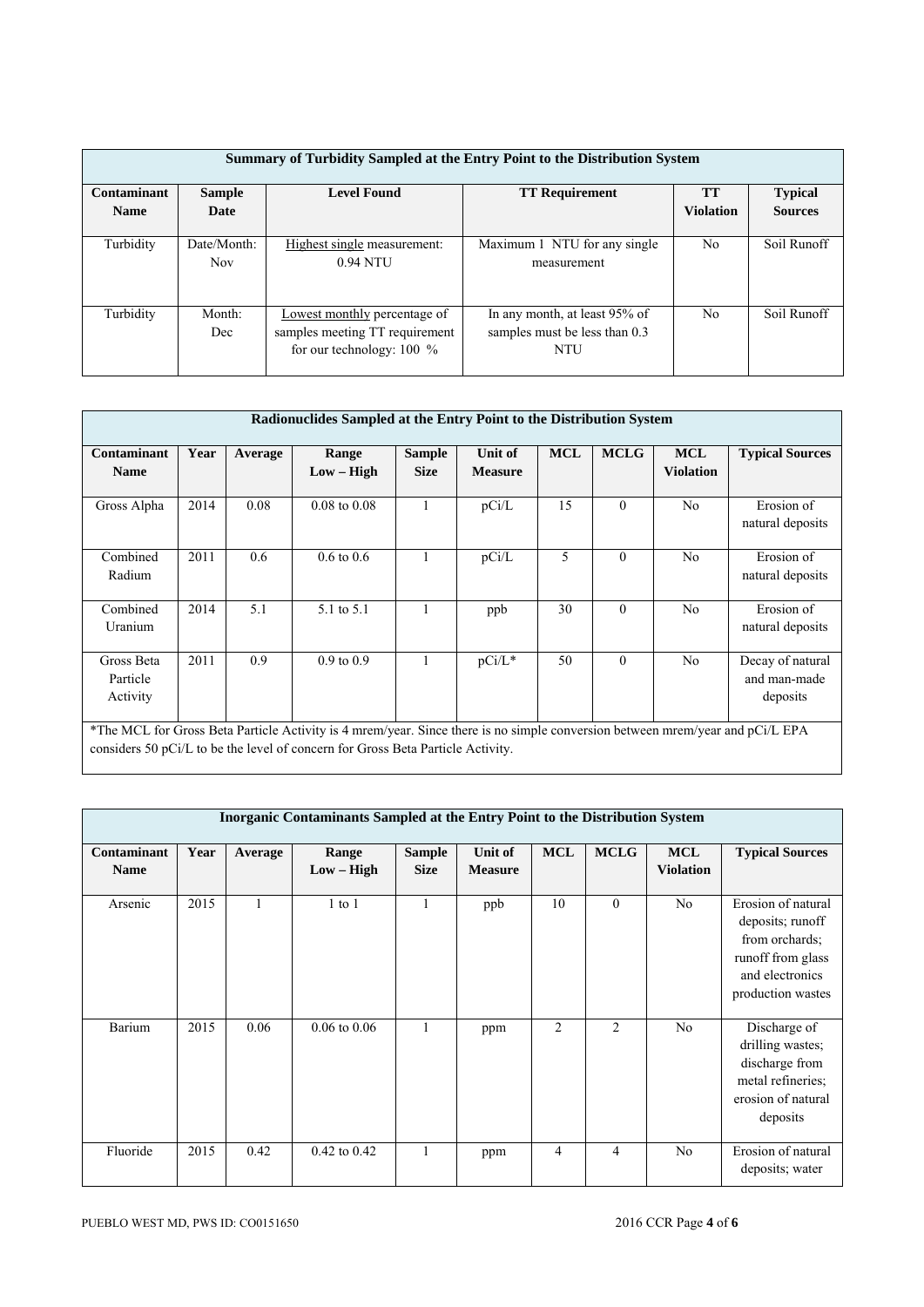| Summary of Turbidity Sampled at the Entry Point to the Distribution System | | | | | |
|---|---|---|---|---|---|
| **Contaminant Name** | **Sample Date** | **Level Found** | **TT Requirement** | **TT Violation** | **Typical Sources** |
| Turbidity | Date/Month: Nov | Highest single measurement: 0.94 NTU | Maximum 1 NTU for any single measurement | No | Soil Runoff |
| Turbidity | Month: Dec | Lowest monthly percentage of samples meeting TT requirement for our technology: 100 % | In any month, at least 95% of samples must be less than 0.3 NTU | No | Soil Runoff |

| Radionuclides Sampled at the Entry Point to the Distribution System | | | | | | | | | |
|---|---|---|---|---|---|---|---|---|---|
| **Contaminant Name** | **Year** | **Average** | **Range Low – High** | **Sample Size** | **Unit of Measure** | **MCL** | **MCLG** | **MCL Violation** | **Typical Sources** |
| Gross Alpha | 2014 | 0.08 | 0.08 to 0.08 | 1 | pCi/L | 15 | 0 | No | Erosion of natural deposits |
| Combined Radium | 2011 | 0.6 | 0.6 to 0.6 | 1 | pCi/L | 5 | 0 | No | Erosion of natural deposits |
| Combined Uranium | 2014 | 5.1 | 5.1 to 5.1 | 1 | ppb | 30 | 0 | No | Erosion of natural deposits |
| Gross Beta Particle Activity | 2011 | 0.9 | 0.9 to 0.9 | 1 | pCi/L* | 50 | 0 | No | Decay of natural and man-made deposits |

*The MCL for Gross Beta Particle Activity is 4 mrem/year. Since there is no simple conversion between mrem/year and pCi/L EPA considers 50 pCi/L to be the level of concern for Gross Beta Particle Activity.

| Inorganic Contaminants Sampled at the Entry Point to the Distribution System | | | | | | | | | |
|---|---|---|---|---|---|---|---|---|---|
| **Contaminant Name** | **Year** | **Average** | **Range Low – High** | **Sample Size** | **Unit of Measure** | **MCL** | **MCLG** | **MCL Violation** | **Typical Sources** |
| Arsenic | 2015 | 1 | 1 to 1 | 1 | ppb | 10 | 0 | No | Erosion of natural deposits; runoff from orchards; runoff from glass and electronics production wastes |
| Barium | 2015 | 0.06 | 0.06 to 0.06 | 1 | ppm | 2 | 2 | No | Discharge of drilling wastes; discharge from metal refineries; erosion of natural deposits |
| Fluoride | 2015 | 0.42 | 0.42 to 0.42 | 1 | ppm | 4 | 4 | No | Erosion of natural deposits; water |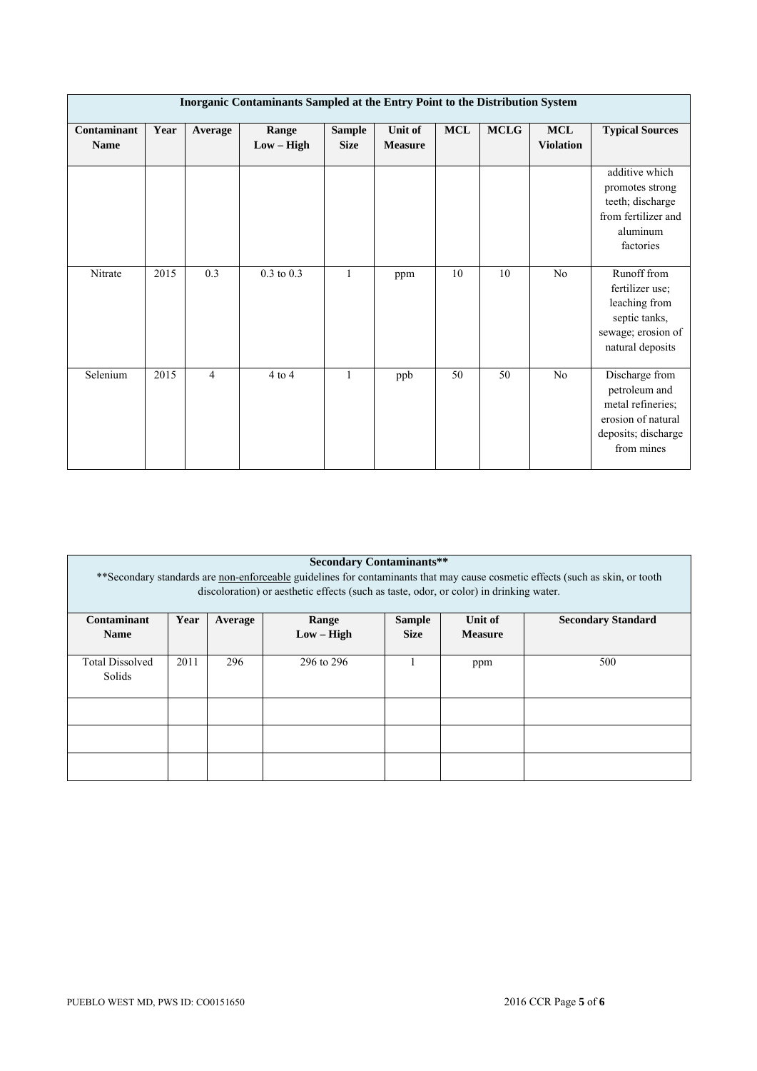| Inorganic Contaminants Sampled at the Entry Point to the Distribution System | | | | | | | | | |
|---|---|---|---|---|---|---|---|---|---|
| **Contaminant Name** | **Year** | **Average** | **Range Low – High** | **Sample Size** | **Unit of Measure** | **MCL** | **MCLG** | **MCL Violation** | **Typical Sources** |
| | | | | | | | | | additive which promotes strong teeth; discharge from fertilizer and aluminum factories |
| Nitrate | 2015 | 0.3 | 0.3 to 0.3 | 1 | ppm | 10 | 10 | No | Runoff from fertilizer use; leaching from septic tanks, sewage; erosion of natural deposits |
| Selenium | 2015 | 4 | 4 to 4 | 1 | ppb | 50 | 50 | No | Discharge from petroleum and metal refineries; erosion of natural deposits; discharge from mines |

**Secondary Contaminants****

**Secondary standards are non-enforceable guidelines for contaminants that may cause cosmetic effects (such as skin, or tooth discoloration) or aesthetic effects (such as taste, odor, or color) in drinking water.

| Contaminant Name | Year | Average | Range Low – High | Sample Size | Unit of Measure | Secondary Standard |
|---|---|---|---|---|---|---|
| Total Dissolved Solids | 2011 | 296 | 296 to 296 | 1 | ppm | 500 |
| | | | | | | |
| | | | | | | |
| | | | | | | |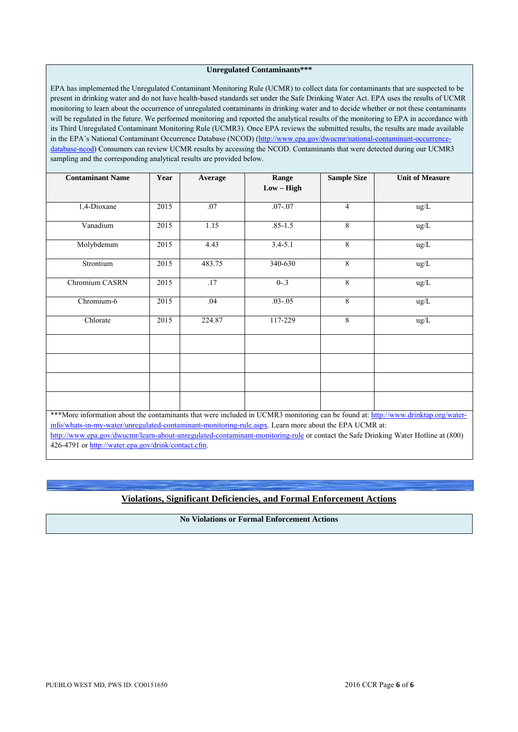### Unregulated Contaminants***

EPA has implemented the Unregulated Contaminant Monitoring Rule (UCMR) to collect data for contaminants that are suspected to be present in drinking water and do not have health-based standards set under the Safe Drinking Water Act. EPA uses the results of UCMR monitoring to learn about the occurrence of unregulated contaminants in drinking water and to decide whether or not these contaminants will be regulated in the future. We performed monitoring and reported the analytical results of the monitoring to EPA in accordance with its Third Unregulated Contaminant Monitoring Rule (UCMR3). Once EPA reviews the submitted results, the results are made available in the EPA's National Contaminant Occurrence Database (NCOD) (http://www.epa.gov/dwucmr/national-contaminant-occurrence-database-ncod) Consumers can review UCMR results by accessing the NCOD. Contaminants that were detected during our UCMR3 sampling and the corresponding analytical results are provided below.

| Contaminant Name | Year | Average | Range Low – High | Sample Size | Unit of Measure |
|---|---|---|---|---|---|
| 1,4-Dioxane | 2015 | .07 | .07-.07 | 4 | ug/L |
| Vanadium | 2015 | 1.15 | .85-1.5 | 8 | ug/L |
| Molybdenum | 2015 | 4.43 | 3.4-5.1 | 8 | ug/L |
| Strontium | 2015 | 483.75 | 340-630 | 8 | ug/L |
| Chromium CASRN | 2015 | .17 | 0-.3 | 8 | ug/L |
| Chromium-6 | 2015 | .04 | .03-.05 | 8 | ug/L |
| Chlorate | 2015 | 224.87 | 117-229 | 8 | ug/L |
| | | | | | |
| | | | | | |
| | | | | | |
| | | | | | |

***More information about the contaminants that were included in UCMR3 monitoring can be found at: http://www.drinktap.org/water-info/whats-in-my-water/unregulated-contaminant-monitoring-rule.aspx. Learn more about the EPA UCMR at: http://www.epa.gov/dwucmr/learn-about-unregulated-contaminant-monitoring-rule or contact the Safe Drinking Water Hotline at (800) 426-4791 or http://water.epa.gov/drink/contact.cfm.

## Violations, Significant Deficiencies, and Formal Enforcement Actions

**No Violations or Formal Enforcement Actions**